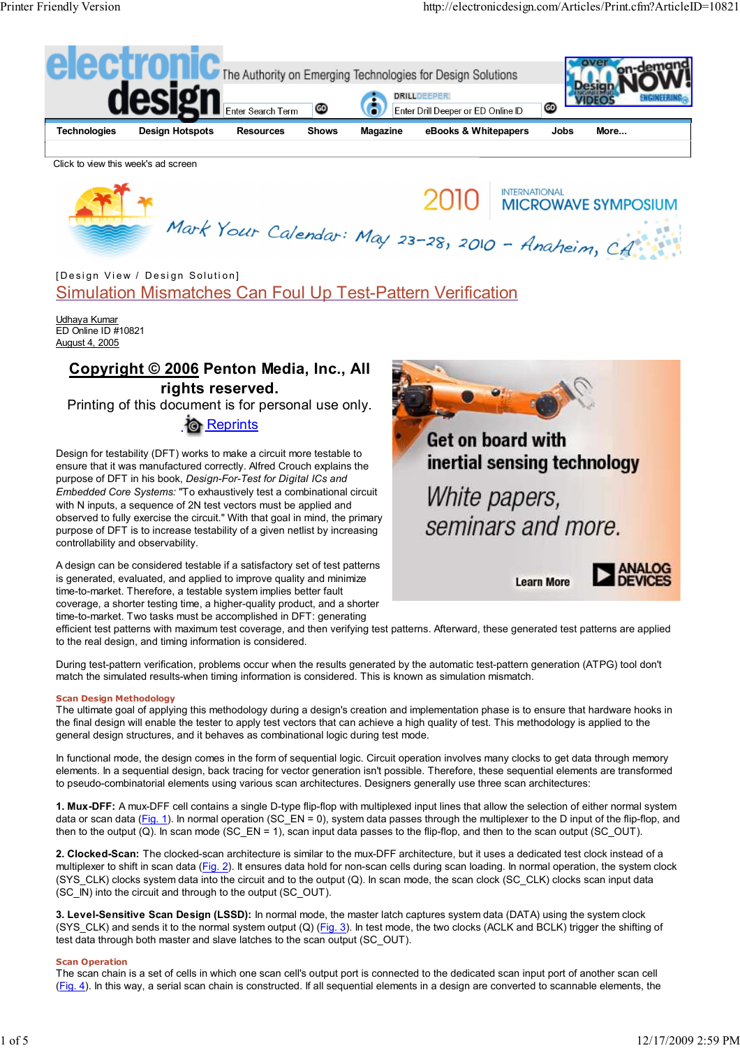[Design View / Design Solution]

# Simulation Mismatches Can Foul Up Test-Pattern Verification

Udhaya Kumar
ED Online ID #10821
August 4, 2005

**Copyright © 2006 Penton Media, Inc., All rights reserved.**
Printing of this document is for personal use only.
Reprints

Design for testability (DFT) works to make a circuit more testable to ensure that it was manufactured correctly. Alfred Crouch explains the purpose of DFT in his book, *Design-For-Test for Digital ICs and Embedded Core Systems:* "To exhaustively test a combinational circuit with N inputs, a sequence of 2N test vectors must be applied and observed to fully exercise the circuit." With that goal in mind, the primary purpose of DFT is to increase testability of a given netlist by increasing controllability and observability.

A design can be considered testable if a satisfactory set of test patterns is generated, evaluated, and applied to improve quality and minimize time-to-market. Therefore, a testable system implies better fault coverage, a shorter testing time, a higher-quality product, and a shorter time-to-market. Two tasks must be accomplished in DFT: generating efficient test patterns with maximum test coverage, and then verifying test patterns. Afterward, these generated test patterns are applied to the real design, and timing information is considered.

During test-pattern verification, problems occur when the results generated by the automatic test-pattern generation (ATPG) tool don't match the simulated results-when timing information is considered. This is known as simulation mismatch.

### Scan Design Methodology

The ultimate goal of applying this methodology during a design's creation and implementation phase is to ensure that hardware hooks in the final design will enable the tester to apply test vectors that can achieve a high quality of test. This methodology is applied to the general design structures, and it behaves as combinational logic during test mode.

In functional mode, the design comes in the form of sequential logic. Circuit operation involves many clocks to get data through memory elements. In a sequential design, back tracing for vector generation isn't possible. Therefore, these sequential elements are transformed to pseudo-combinatorial elements using various scan architectures. Designers generally use three scan architectures:

**1. Mux-DFF:** A mux-DFF cell contains a single D-type flip-flop with multiplexed input lines that allow the selection of either normal system data or scan data (Fig. 1). In normal operation (SC_EN = 0), system data passes through the multiplexer to the D input of the flip-flop, and then to the output (Q). In scan mode (SC_EN = 1), scan input data passes to the flip-flop, and then to the scan output (SC_OUT).

**2. Clocked-Scan:** The clocked-scan architecture is similar to the mux-DFF architecture, but it uses a dedicated test clock instead of a multiplexer to shift in scan data (Fig. 2). It ensures data hold for non-scan cells during scan loading. In normal operation, the system clock (SYS_CLK) clocks system data into the circuit and to the output (Q). In scan mode, the scan clock (SC_CLK) clocks scan input data (SC_IN) into the circuit and through to the output (SC_OUT).

**3. Level-Sensitive Scan Design (LSSD):** In normal mode, the master latch captures system data (DATA) using the system clock (SYS_CLK) and sends it to the normal system output (Q) (Fig. 3). In test mode, the two clocks (ACLK and BCLK) trigger the shifting of test data through both master and slave latches to the scan output (SC_OUT).

### Scan Operation

The scan chain is a set of cells in which one scan cell's output port is connected to the dedicated scan input port of another scan cell (Fig. 4). In this way, a serial scan chain is constructed. If all sequential elements in a design are converted to scannable elements, the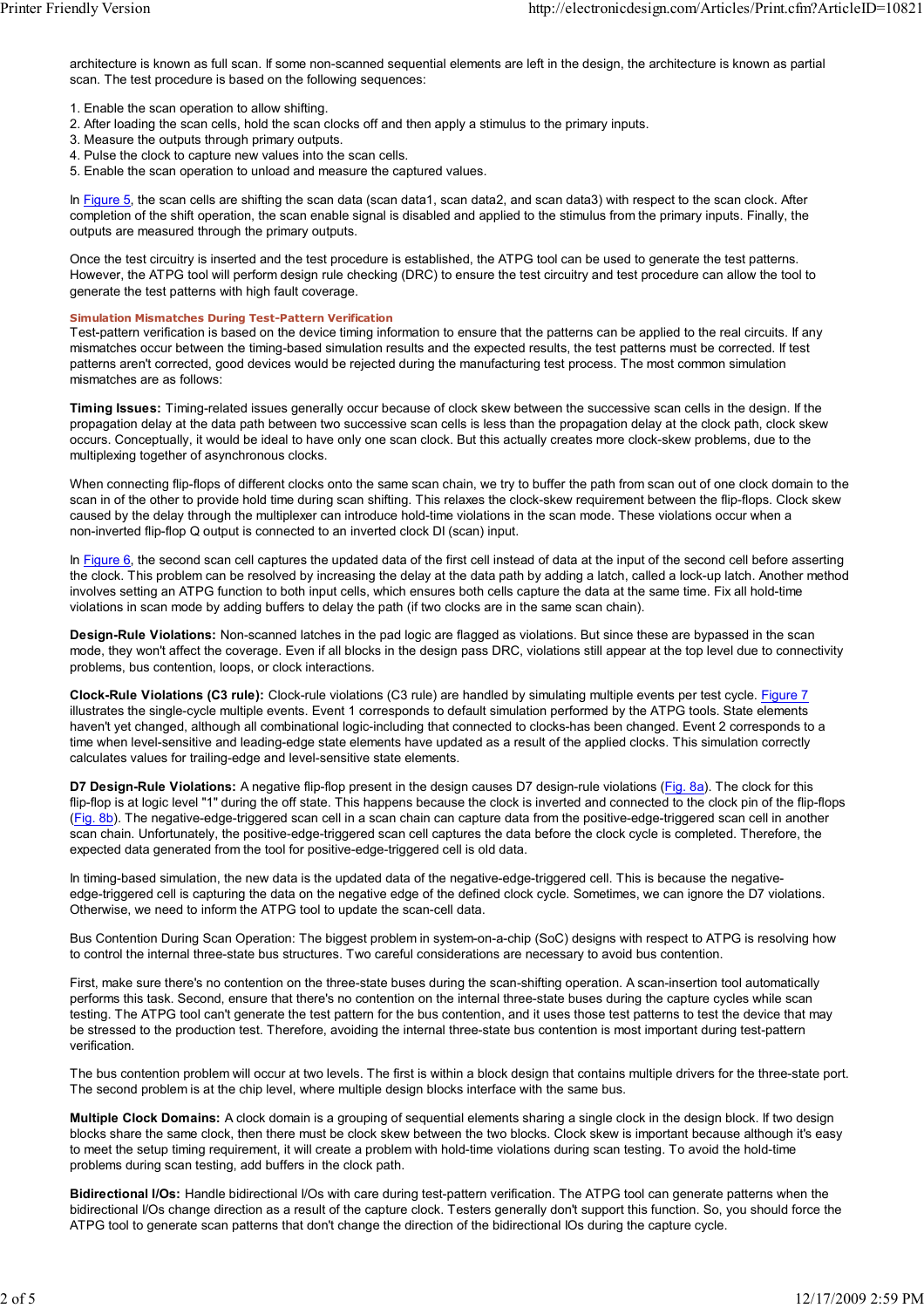architecture is known as full scan. If some non-scanned sequential elements are left in the design, the architecture is known as partial scan. The test procedure is based on the following sequences:

1. Enable the scan operation to allow shifting.
2. After loading the scan cells, hold the scan clocks off and then apply a stimulus to the primary inputs.
3. Measure the outputs through primary outputs.
4. Pulse the clock to capture new values into the scan cells.
5. Enable the scan operation to unload and measure the captured values.

In Figure 5, the scan cells are shifting the scan data (scan data1, scan data2, and scan data3) with respect to the scan clock. After completion of the shift operation, the scan enable signal is disabled and applied to the stimulus from the primary inputs. Finally, the outputs are measured through the primary outputs.

Once the test circuitry is inserted and the test procedure is established, the ATPG tool can be used to generate the test patterns. However, the ATPG tool will perform design rule checking (DRC) to ensure the test circuitry and test procedure can allow the tool to generate the test patterns with high fault coverage.

### Simulation Mismatches During Test-Pattern Verification

Test-pattern verification is based on the device timing information to ensure that the patterns can be applied to the real circuits. If any mismatches occur between the timing-based simulation results and the expected results, the test patterns must be corrected. If test patterns aren't corrected, good devices would be rejected during the manufacturing test process. The most common simulation mismatches are as follows:

**Timing Issues:** Timing-related issues generally occur because of clock skew between the successive scan cells in the design. If the propagation delay at the data path between two successive scan cells is less than the propagation delay at the clock path, clock skew occurs. Conceptually, it would be ideal to have only one scan clock. But this actually creates more clock-skew problems, due to the multiplexing together of asynchronous clocks.

When connecting flip-flops of different clocks onto the same scan chain, we try to buffer the path from scan out of one clock domain to the scan in of the other to provide hold time during scan shifting. This relaxes the clock-skew requirement between the flip-flops. Clock skew caused by the delay through the multiplexer can introduce hold-time violations in the scan mode. These violations occur when a non-inverted flip-flop Q output is connected to an inverted clock DI (scan) input.

In Figure 6, the second scan cell captures the updated data of the first cell instead of data at the input of the second cell before asserting the clock. This problem can be resolved by increasing the delay at the data path by adding a latch, called a lock-up latch. Another method involves setting an ATPG function to both input cells, which ensures both cells capture the data at the same time. Fix all hold-time violations in scan mode by adding buffers to delay the path (if two clocks are in the same scan chain).

**Design-Rule Violations:** Non-scanned latches in the pad logic are flagged as violations. But since these are bypassed in the scan mode, they won't affect the coverage. Even if all blocks in the design pass DRC, violations still appear at the top level due to connectivity problems, bus contention, loops, or clock interactions.

**Clock-Rule Violations (C3 rule):** Clock-rule violations (C3 rule) are handled by simulating multiple events per test cycle. Figure 7 illustrates the single-cycle multiple events. Event 1 corresponds to default simulation performed by the ATPG tools. State elements haven't yet changed, although all combinational logic-including that connected to clocks-has been changed. Event 2 corresponds to a time when level-sensitive and leading-edge state elements have updated as a result of the applied clocks. This simulation correctly calculates values for trailing-edge and level-sensitive state elements.

**D7 Design-Rule Violations:** A negative flip-flop present in the design causes D7 design-rule violations (Fig. 8a). The clock for this flip-flop is at logic level "1" during the off state. This happens because the clock is inverted and connected to the clock pin of the flip-flops (Fig. 8b). The negative-edge-triggered scan cell in a scan chain can capture data from the positive-edge-triggered scan cell in another scan chain. Unfortunately, the positive-edge-triggered scan cell captures the data before the clock cycle is completed. Therefore, the expected data generated from the tool for positive-edge-triggered cell is old data.

In timing-based simulation, the new data is the updated data of the negative-edge-triggered cell. This is because the negative-edge-triggered cell is capturing the data on the negative edge of the defined clock cycle. Sometimes, we can ignore the D7 violations. Otherwise, we need to inform the ATPG tool to update the scan-cell data.

Bus Contention During Scan Operation: The biggest problem in system-on-a-chip (SoC) designs with respect to ATPG is resolving how to control the internal three-state bus structures. Two careful considerations are necessary to avoid bus contention.

First, make sure there's no contention on the three-state buses during the scan-shifting operation. A scan-insertion tool automatically performs this task. Second, ensure that there's no contention on the internal three-state buses during the capture cycles while scan testing. The ATPG tool can't generate the test pattern for the bus contention, and it uses those test patterns to test the device that may be stressed to the production test. Therefore, avoiding the internal three-state bus contention is most important during test-pattern verification.

The bus contention problem will occur at two levels. The first is within a block design that contains multiple drivers for the three-state port. The second problem is at the chip level, where multiple design blocks interface with the same bus.

**Multiple Clock Domains:** A clock domain is a grouping of sequential elements sharing a single clock in the design block. If two design blocks share the same clock, then there must be clock skew between the two blocks. Clock skew is important because although it's easy to meet the setup timing requirement, it will create a problem with hold-time violations during scan testing. To avoid the hold-time problems during scan testing, add buffers in the clock path.

**Bidirectional I/Os:** Handle bidirectional I/Os with care during test-pattern verification. The ATPG tool can generate patterns when the bidirectional I/Os change direction as a result of the capture clock. Testers generally don't support this function. So, you should force the ATPG tool to generate scan patterns that don't change the direction of the bidirectional IOs during the capture cycle.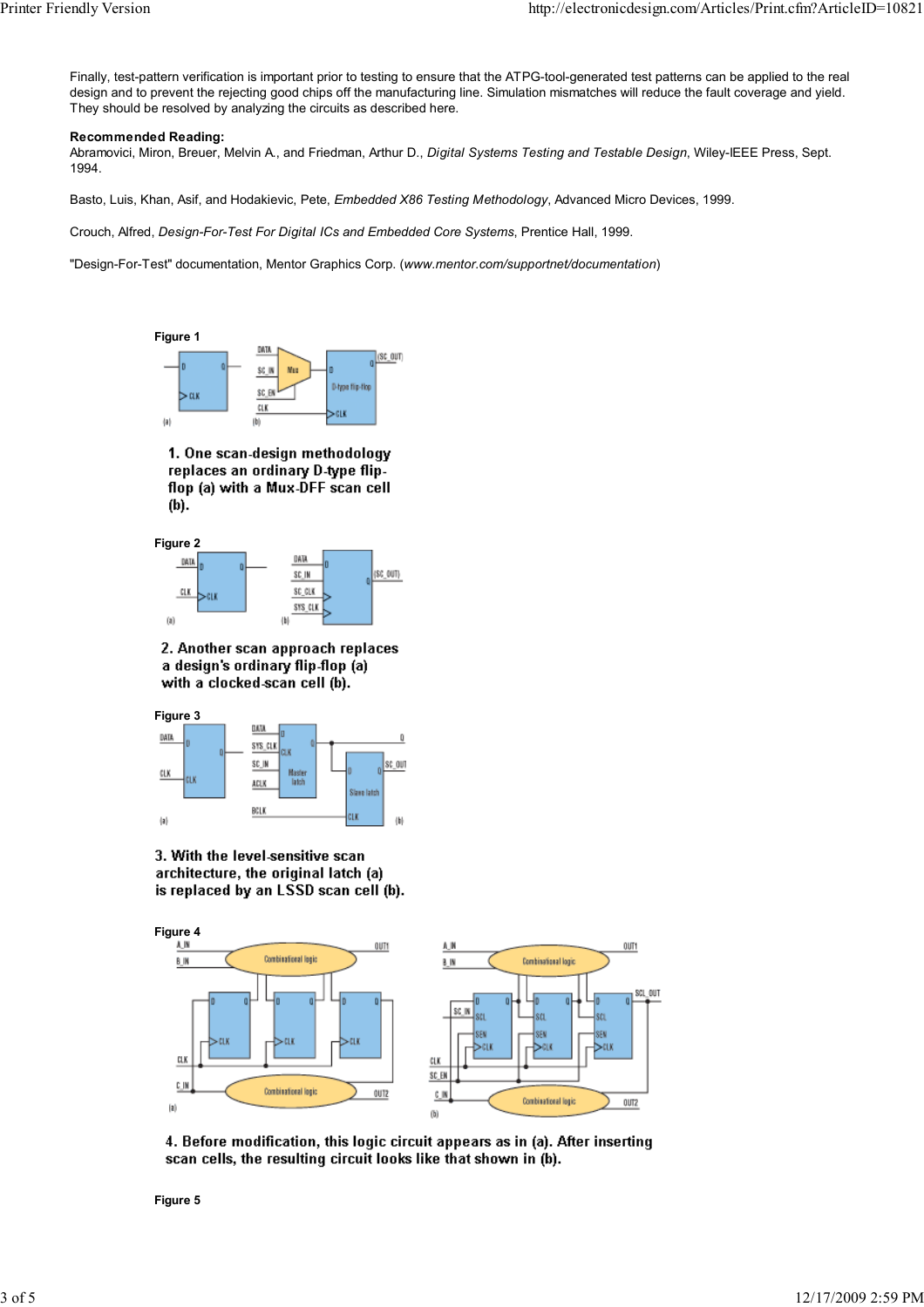Finally, test-pattern verification is important prior to testing to ensure that the ATPG-tool-generated test patterns can be applied to the real design and to prevent the rejecting good chips off the manufacturing line. Simulation mismatches will reduce the fault coverage and yield. They should be resolved by analyzing the circuits as described here.

**Recommended Reading:**
Abramovici, Miron, Breuer, Melvin A., and Friedman, Arthur D., *Digital Systems Testing and Testable Design*, Wiley-IEEE Press, Sept. 1994.

Basto, Luis, Khan, Asif, and Hodakievic, Pete, *Embedded X86 Testing Methodology*, Advanced Micro Devices, 1999.

Crouch, Alfred, *Design-For-Test For Digital ICs and Embedded Core Systems*, Prentice Hall, 1999.

"Design-For-Test" documentation, Mentor Graphics Corp. (*www.mentor.com/supportnet/documentation*)

**Figure 1**

1. One scan-design methodology replaces an ordinary D-type flip-flop (a) with a Mux-DFF scan cell (b).

**Figure 2**

2. Another scan approach replaces a design's ordinary flip-flop (a) with a clocked-scan cell (b).

**Figure 3**

3. With the level-sensitive scan architecture, the original latch (a) is replaced by an LSSD scan cell (b).

**Figure 4**

4. Before modification, this logic circuit appears as in (a). After inserting scan cells, the resulting circuit looks like that shown in (b).

**Figure 5**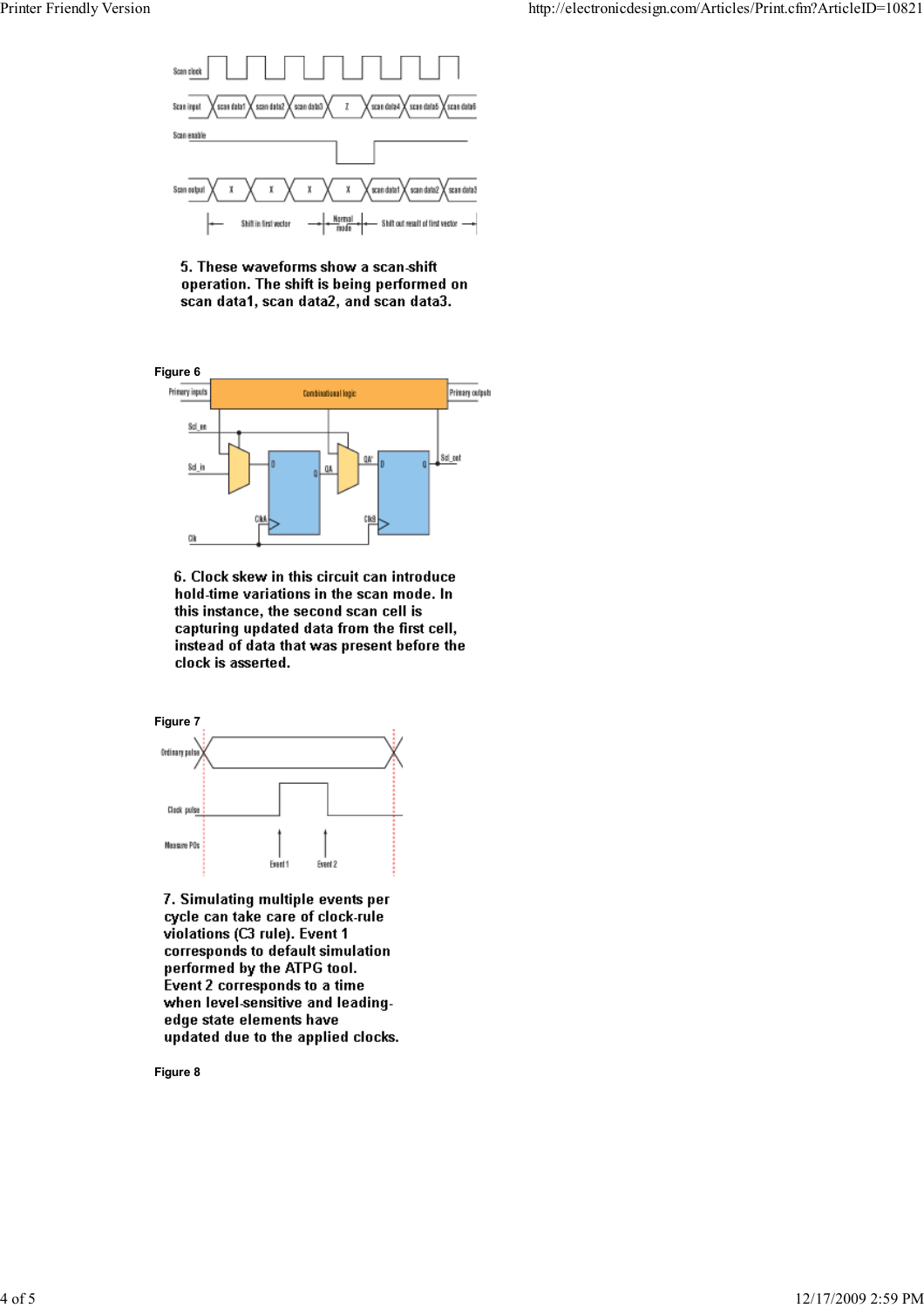5. These waveforms show a scan-shift operation. The shift is being performed on scan data1, scan data2, and scan data3.

Figure 6

6. Clock skew in this circuit can introduce hold-time variations in the scan mode. In this instance, the second scan cell is capturing updated data from the first cell, instead of data that was present before the clock is asserted.

Figure 7

7. Simulating multiple events per cycle can take care of clock-rule violations (C3 rule). Event 1 corresponds to default simulation performed by the ATPG tool. Event 2 corresponds to a time when level-sensitive and leading-edge state elements have updated due to the applied clocks.

Figure 8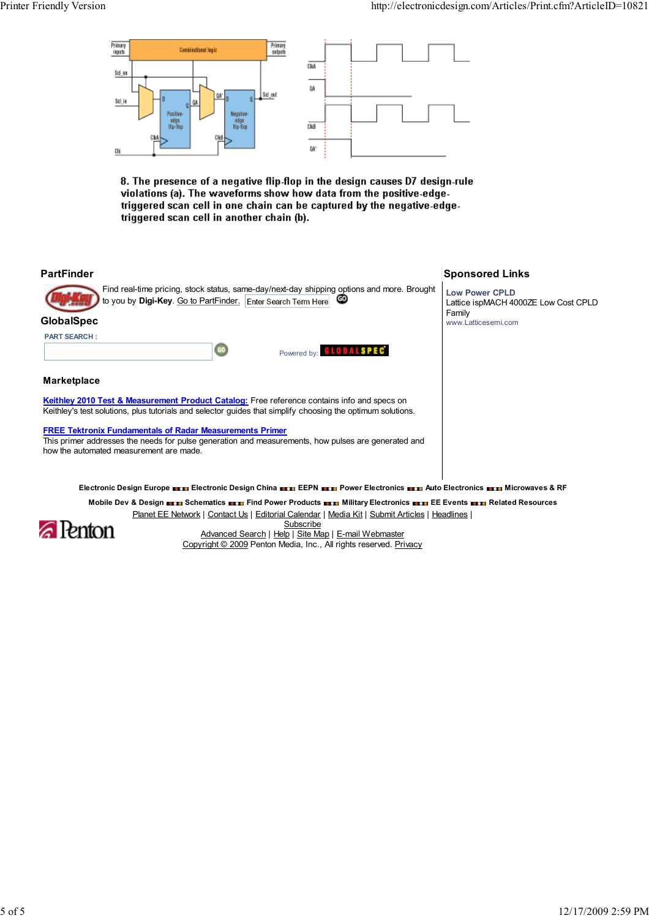Primary inputs

Combinational logic

Primary outputs

Scl_en

Scl_in

D

QA

Positive-edge flip-flop

QA'

D

Q

Negative-edge flip-flop

Scl_out

ClkA

ClkB

Clk

ClkA

QA

ClkB

QA'

8. The presence of a negative flip-flop in the design causes D7 design-rule violations (a). The waveforms show how data from the positive-edge-triggered scan cell in one chain can be captured by the negative-edge-triggered scan cell in another chain (b).

## PartFinder

Find real-time pricing, stock status, same-day/next-day shipping options and more. Brought to you by **Digi-Key**. Go to PartFinder. Enter Search Term Here

## GlobalSpec

PART SEARCH :

Powered by: GLOBALSPEC

### Marketplace

**Keithley 2010 Test & Measurement Product Catalog:** Free reference contains info and specs on Keithley's test solutions, plus tutorials and selector guides that simplify choosing the optimum solutions.

**FREE Tektronix Fundamentals of Radar Measurements Primer**
This primer addresses the needs for pulse generation and measurements, how pulses are generated and how the automated measurement are made.

## Sponsored Links

**Low Power CPLD**
Lattice ispMACH 4000ZE Low Cost CPLD Family
www.Latticesemi.com

**Electronic Design Europe** | **Electronic Design China** | **EEPN** | **Power Electronics** | **Auto Electronics** | **Microwaves & RF** | **Mobile Dev & Design** | **Schematics** | **Find Power Products** | **Military Electronics** | **EE Events** | **Related Resources**

Planet EE Network | Contact Us | Editorial Calendar | Media Kit | Submit Articles | Headlines | Subscribe
Advanced Search | Help | Site Map | E-mail Webmaster
Copyright © 2009 Penton Media, Inc., All rights reserved. Privacy

Penton